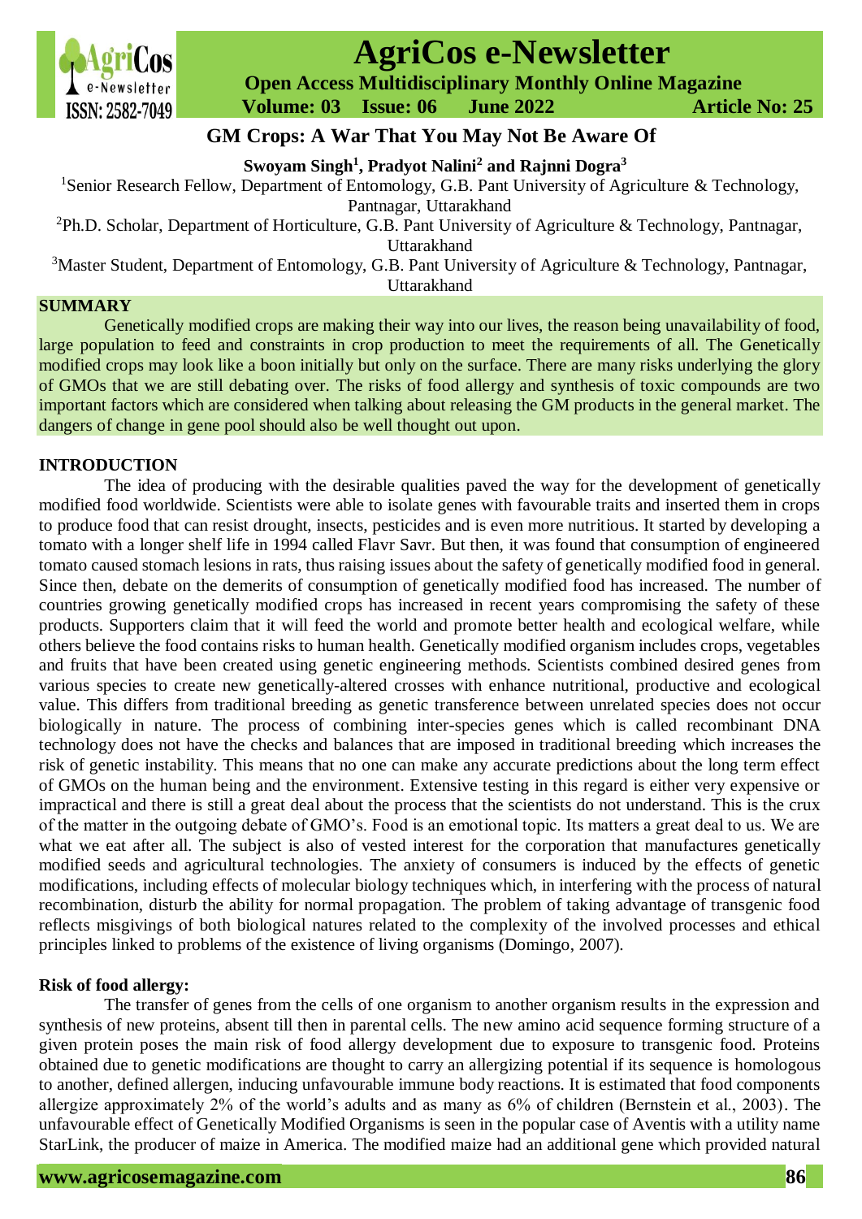# GM Crops: A War That You May Not Be Aware Of

**Swoyam Singh[1], Pradyot Nalini[2] and Rajnni Dogra[3]**

[1]Senior Research Fellow, Department of Entomology, G.B. Pant University of Agriculture & Technology, Pantnagar, Uttarakhand

[2]Ph.D. Scholar, Department of Horticulture, G.B. Pant University of Agriculture & Technology, Pantnagar, Uttarakhand

[3]Master Student, Department of Entomology, G.B. Pant University of Agriculture & Technology, Pantnagar, Uttarakhand

## SUMMARY

Genetically modified crops are making their way into our lives, the reason being unavailability of food, large population to feed and constraints in crop production to meet the requirements of all. The Genetically modified crops may look like a boon initially but only on the surface. There are many risks underlying the glory of GMOs that we are still debating over. The risks of food allergy and synthesis of toxic compounds are two important factors which are considered when talking about releasing the GM products in the general market. The dangers of change in gene pool should also be well thought out upon.

## INTRODUCTION

The idea of producing with the desirable qualities paved the way for the development of genetically modified food worldwide. Scientists were able to isolate genes with favourable traits and inserted them in crops to produce food that can resist drought, insects, pesticides and is even more nutritious. It started by developing a tomato with a longer shelf life in 1994 called Flavr Savr. But then, it was found that consumption of engineered tomato caused stomach lesions in rats, thus raising issues about the safety of genetically modified food in general. Since then, debate on the demerits of consumption of genetically modified food has increased. The number of countries growing genetically modified crops has increased in recent years compromising the safety of these products. Supporters claim that it will feed the world and promote better health and ecological welfare, while others believe the food contains risks to human health. Genetically modified organism includes crops, vegetables and fruits that have been created using genetic engineering methods. Scientists combined desired genes from various species to create new genetically-altered crosses with enhance nutritional, productive and ecological value. This differs from traditional breeding as genetic transference between unrelated species does not occur biologically in nature. The process of combining inter-species genes which is called recombinant DNA technology does not have the checks and balances that are imposed in traditional breeding which increases the risk of genetic instability. This means that no one can make any accurate predictions about the long term effect of GMOs on the human being and the environment. Extensive testing in this regard is either very expensive or impractical and there is still a great deal about the process that the scientists do not understand. This is the crux of the matter in the outgoing debate of GMO's. Food is an emotional topic. Its matters a great deal to us. We are what we eat after all. The subject is also of vested interest for the corporation that manufactures genetically modified seeds and agricultural technologies. The anxiety of consumers is induced by the effects of genetic modifications, including effects of molecular biology techniques which, in interfering with the process of natural recombination, disturb the ability for normal propagation. The problem of taking advantage of transgenic food reflects misgivings of both biological natures related to the complexity of the involved processes and ethical principles linked to problems of the existence of living organisms (Domingo, 2007).

### Risk of food allergy:

The transfer of genes from the cells of one organism to another organism results in the expression and synthesis of new proteins, absent till then in parental cells. The new amino acid sequence forming structure of a given protein poses the main risk of food allergy development due to exposure to transgenic food. Proteins obtained due to genetic modifications are thought to carry an allergizing potential if its sequence is homologous to another, defined allergen, inducing unfavourable immune body reactions. It is estimated that food components allergize approximately 2% of the world's adults and as many as 6% of children (Bernstein et al., 2003). The unfavourable effect of Genetically Modified Organisms is seen in the popular case of Aventis with a utility name StarLink, the producer of maize in America. The modified maize had an additional gene which provided natural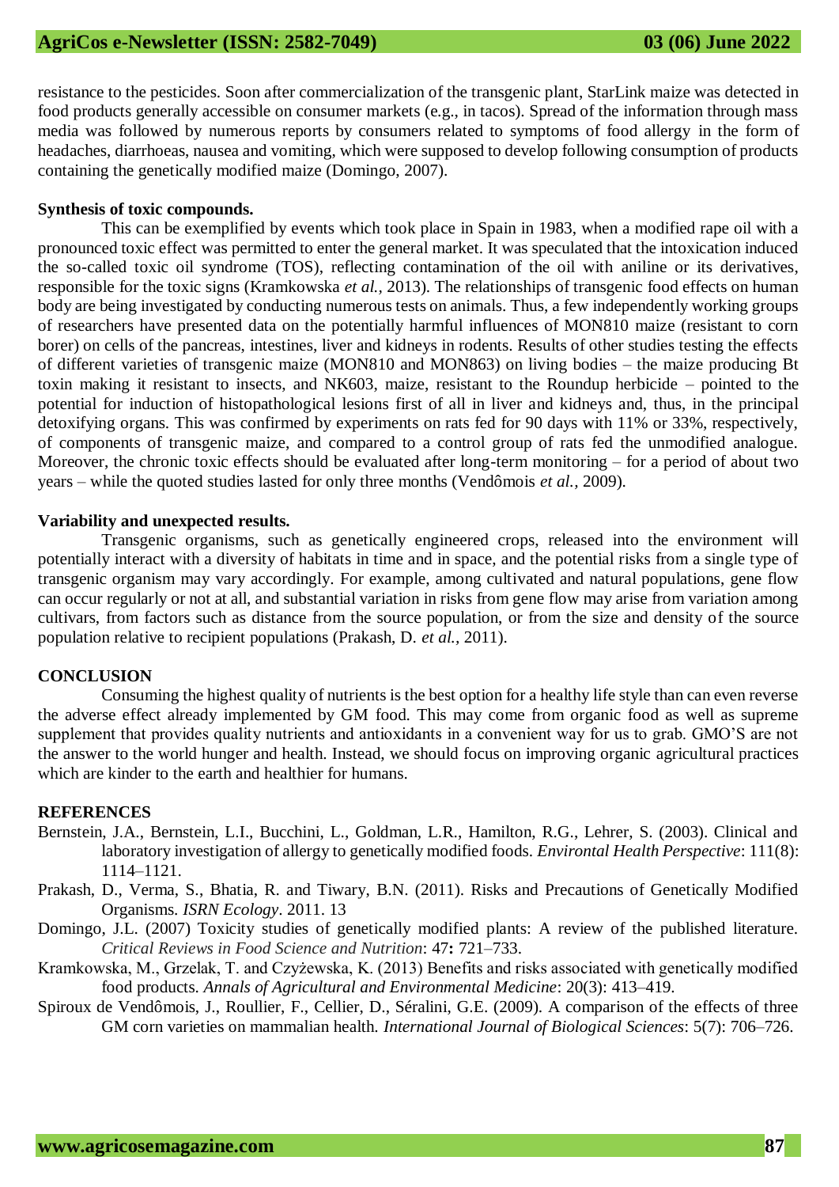resistance to the pesticides. Soon after commercialization of the transgenic plant, StarLink maize was detected in food products generally accessible on consumer markets (e.g., in tacos). Spread of the information through mass media was followed by numerous reports by consumers related to symptoms of food allergy in the form of headaches, diarrhoeas, nausea and vomiting, which were supposed to develop following consumption of products containing the genetically modified maize (Domingo, 2007).

**Synthesis of toxic compounds.**

This can be exemplified by events which took place in Spain in 1983, when a modified rape oil with a pronounced toxic effect was permitted to enter the general market. It was speculated that the intoxication induced the so-called toxic oil syndrome (TOS), reflecting contamination of the oil with aniline or its derivatives, responsible for the toxic signs (Kramkowska *et al.,* 2013). The relationships of transgenic food effects on human body are being investigated by conducting numerous tests on animals. Thus, a few independently working groups of researchers have presented data on the potentially harmful influences of MON810 maize (resistant to corn borer) on cells of the pancreas, intestines, liver and kidneys in rodents. Results of other studies testing the effects of different varieties of transgenic maize (MON810 and MON863) on living bodies – the maize producing Bt toxin making it resistant to insects, and NK603, maize, resistant to the Roundup herbicide – pointed to the potential for induction of histopathological lesions first of all in liver and kidneys and, thus, in the principal detoxifying organs. This was confirmed by experiments on rats fed for 90 days with 11% or 33%, respectively, of components of transgenic maize, and compared to a control group of rats fed the unmodified analogue. Moreover, the chronic toxic effects should be evaluated after long-term monitoring – for a period of about two years – while the quoted studies lasted for only three months (Vendômois *et al.,* 2009).

**Variability and unexpected results.**

Transgenic organisms, such as genetically engineered crops, released into the environment will potentially interact with a diversity of habitats in time and in space, and the potential risks from a single type of transgenic organism may vary accordingly. For example, among cultivated and natural populations, gene flow can occur regularly or not at all, and substantial variation in risks from gene flow may arise from variation among cultivars, from factors such as distance from the source population, or from the size and density of the source population relative to recipient populations (Prakash, D. *et al.,* 2011).

## CONCLUSION

Consuming the highest quality of nutrients is the best option for a healthy life style than can even reverse the adverse effect already implemented by GM food. This may come from organic food as well as supreme supplement that provides quality nutrients and antioxidants in a convenient way for us to grab. GMO'S are not the answer to the world hunger and health. Instead, we should focus on improving organic agricultural practices which are kinder to the earth and healthier for humans.

## REFERENCES

Bernstein, J.A., Bernstein, L.I., Bucchini, L., Goldman, L.R., Hamilton, R.G., Lehrer, S. (2003). Clinical and laboratory investigation of allergy to genetically modified foods. *Environtal Health Perspective*: 111(8): 1114–1121.

Prakash, D., Verma, S., Bhatia, R. and Tiwary, B.N. (2011). Risks and Precautions of Genetically Modified Organisms. *ISRN Ecology*. 2011. 13

Domingo, J.L. (2007) Toxicity studies of genetically modified plants: A review of the published literature. *Critical Reviews in Food Science and Nutrition*: 47**:** 721–733.

Kramkowska, M., Grzelak, T. and Czyżewska, K. (2013) Benefits and risks associated with genetically modified food products. *Annals of Agricultural and Environmental Medicine*: 20(3): 413–419.

Spiroux de Vendômois, J., Roullier, F., Cellier, D., Séralini, G.E. (2009). A comparison of the effects of three GM corn varieties on mammalian health. *International Journal of Biological Sciences*: 5(7): 706–726.